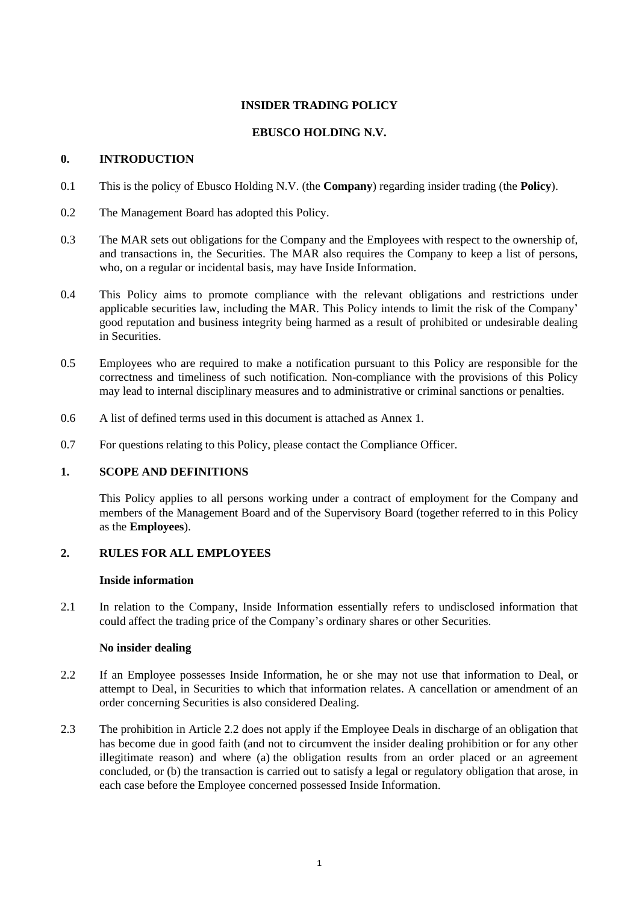**INSIDER TRADING POLICY**

**EBUSCO HOLDING N.V.**

## 0. INTRODUCTION

0.1 This is the policy of Ebusco Holding N.V. (the **Company**) regarding insider trading (the **Policy**).

0.2 The Management Board has adopted this Policy.

0.3 The MAR sets out obligations for the Company and the Employees with respect to the ownership of, and transactions in, the Securities. The MAR also requires the Company to keep a list of persons, who, on a regular or incidental basis, may have Inside Information.

0.4 This Policy aims to promote compliance with the relevant obligations and restrictions under applicable securities law, including the MAR. This Policy intends to limit the risk of the Company' good reputation and business integrity being harmed as a result of prohibited or undesirable dealing in Securities.

0.5 Employees who are required to make a notification pursuant to this Policy are responsible for the correctness and timeliness of such notification. Non-compliance with the provisions of this Policy may lead to internal disciplinary measures and to administrative or criminal sanctions or penalties.

0.6 A list of defined terms used in this document is attached as Annex 1.

0.7 For questions relating to this Policy, please contact the Compliance Officer.

## 1. SCOPE AND DEFINITIONS

This Policy applies to all persons working under a contract of employment for the Company and members of the Management Board and of the Supervisory Board (together referred to in this Policy as the **Employees**).

## 2. RULES FOR ALL EMPLOYEES

**Inside information**

2.1 In relation to the Company, Inside Information essentially refers to undisclosed information that could affect the trading price of the Company's ordinary shares or other Securities.

**No insider dealing**

2.2 If an Employee possesses Inside Information, he or she may not use that information to Deal, or attempt to Deal, in Securities to which that information relates. A cancellation or amendment of an order concerning Securities is also considered Dealing.

2.3 The prohibition in Article 2.2 does not apply if the Employee Deals in discharge of an obligation that has become due in good faith (and not to circumvent the insider dealing prohibition or for any other illegitimate reason) and where (a) the obligation results from an order placed or an agreement concluded, or (b) the transaction is carried out to satisfy a legal or regulatory obligation that arose, in each case before the Employee concerned possessed Inside Information.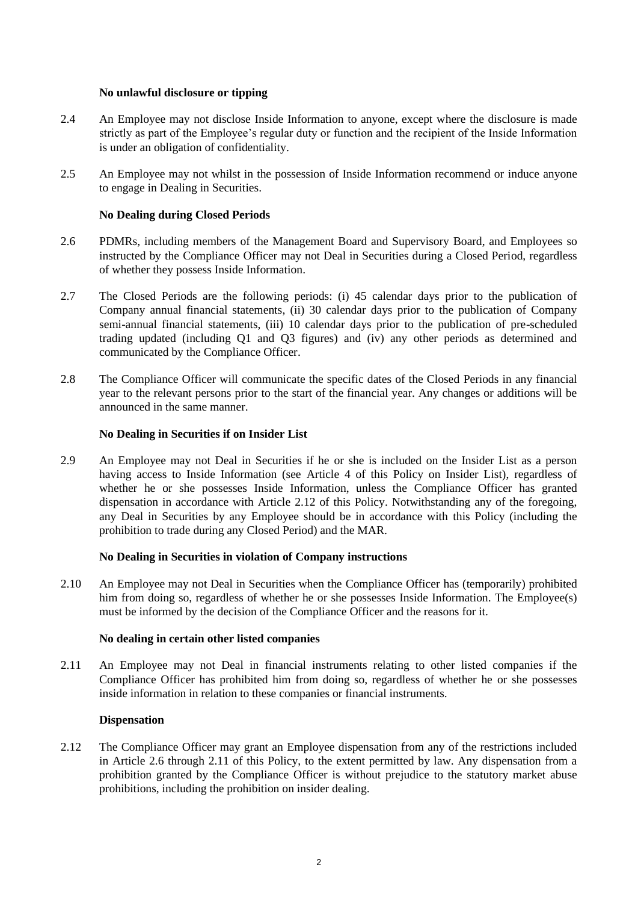### No unlawful disclosure or tipping

2.4 An Employee may not disclose Inside Information to anyone, except where the disclosure is made strictly as part of the Employee's regular duty or function and the recipient of the Inside Information is under an obligation of confidentiality.

2.5 An Employee may not whilst in the possession of Inside Information recommend or induce anyone to engage in Dealing in Securities.

### No Dealing during Closed Periods

2.6 PDMRs, including members of the Management Board and Supervisory Board, and Employees so instructed by the Compliance Officer may not Deal in Securities during a Closed Period, regardless of whether they possess Inside Information.

2.7 The Closed Periods are the following periods: (i) 45 calendar days prior to the publication of Company annual financial statements, (ii) 30 calendar days prior to the publication of Company semi-annual financial statements, (iii) 10 calendar days prior to the publication of pre-scheduled trading updated (including Q1 and Q3 figures) and (iv) any other periods as determined and communicated by the Compliance Officer.

2.8 The Compliance Officer will communicate the specific dates of the Closed Periods in any financial year to the relevant persons prior to the start of the financial year. Any changes or additions will be announced in the same manner.

### No Dealing in Securities if on Insider List

2.9 An Employee may not Deal in Securities if he or she is included on the Insider List as a person having access to Inside Information (see Article 4 of this Policy on Insider List), regardless of whether he or she possesses Inside Information, unless the Compliance Officer has granted dispensation in accordance with Article 2.12 of this Policy. Notwithstanding any of the foregoing, any Deal in Securities by any Employee should be in accordance with this Policy (including the prohibition to trade during any Closed Period) and the MAR.

### No Dealing in Securities in violation of Company instructions

2.10 An Employee may not Deal in Securities when the Compliance Officer has (temporarily) prohibited him from doing so, regardless of whether he or she possesses Inside Information. The Employee(s) must be informed by the decision of the Compliance Officer and the reasons for it.

### No dealing in certain other listed companies

2.11 An Employee may not Deal in financial instruments relating to other listed companies if the Compliance Officer has prohibited him from doing so, regardless of whether he or she possesses inside information in relation to these companies or financial instruments.

### Dispensation

2.12 The Compliance Officer may grant an Employee dispensation from any of the restrictions included in Article 2.6 through 2.11 of this Policy, to the extent permitted by law. Any dispensation from a prohibition granted by the Compliance Officer is without prejudice to the statutory market abuse prohibitions, including the prohibition on insider dealing.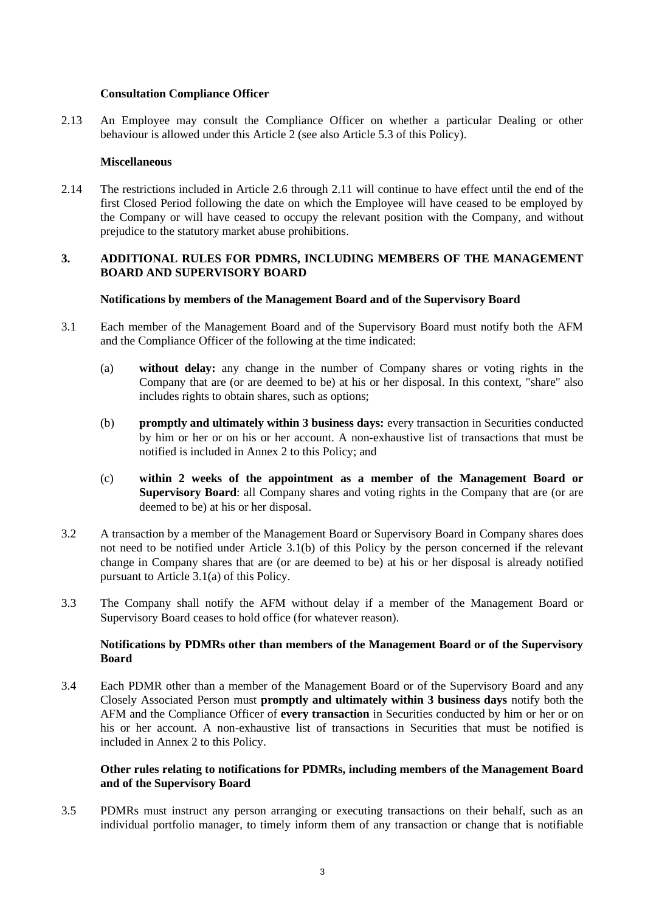**Consultation Compliance Officer**

2.13 An Employee may consult the Compliance Officer on whether a particular Dealing or other behaviour is allowed under this Article 2 (see also Article 5.3 of this Policy).

**Miscellaneous**

2.14 The restrictions included in Article 2.6 through 2.11 will continue to have effect until the end of the first Closed Period following the date on which the Employee will have ceased to be employed by the Company or will have ceased to occupy the relevant position with the Company, and without prejudice to the statutory market abuse prohibitions.

## 3. ADDITIONAL RULES FOR PDMRS, INCLUDING MEMBERS OF THE MANAGEMENT BOARD AND SUPERVISORY BOARD

**Notifications by members of the Management Board and of the Supervisory Board**

3.1 Each member of the Management Board and of the Supervisory Board must notify both the AFM and the Compliance Officer of the following at the time indicated:

(a) **without delay:** any change in the number of Company shares or voting rights in the Company that are (or are deemed to be) at his or her disposal. In this context, "share" also includes rights to obtain shares, such as options;

(b) **promptly and ultimately within 3 business days:** every transaction in Securities conducted by him or her or on his or her account. A non-exhaustive list of transactions that must be notified is included in Annex 2 to this Policy; and

(c) **within 2 weeks of the appointment as a member of the Management Board or Supervisory Board**: all Company shares and voting rights in the Company that are (or are deemed to be) at his or her disposal.

3.2 A transaction by a member of the Management Board or Supervisory Board in Company shares does not need to be notified under Article 3.1(b) of this Policy by the person concerned if the relevant change in Company shares that are (or are deemed to be) at his or her disposal is already notified pursuant to Article 3.1(a) of this Policy.

3.3 The Company shall notify the AFM without delay if a member of the Management Board or Supervisory Board ceases to hold office (for whatever reason).

**Notifications by PDMRs other than members of the Management Board or of the Supervisory Board**

3.4 Each PDMR other than a member of the Management Board or of the Supervisory Board and any Closely Associated Person must **promptly and ultimately within 3 business days** notify both the AFM and the Compliance Officer of **every transaction** in Securities conducted by him or her or on his or her account. A non-exhaustive list of transactions in Securities that must be notified is included in Annex 2 to this Policy.

**Other rules relating to notifications for PDMRs, including members of the Management Board and of the Supervisory Board**

3.5 PDMRs must instruct any person arranging or executing transactions on their behalf, such as an individual portfolio manager, to timely inform them of any transaction or change that is notifiable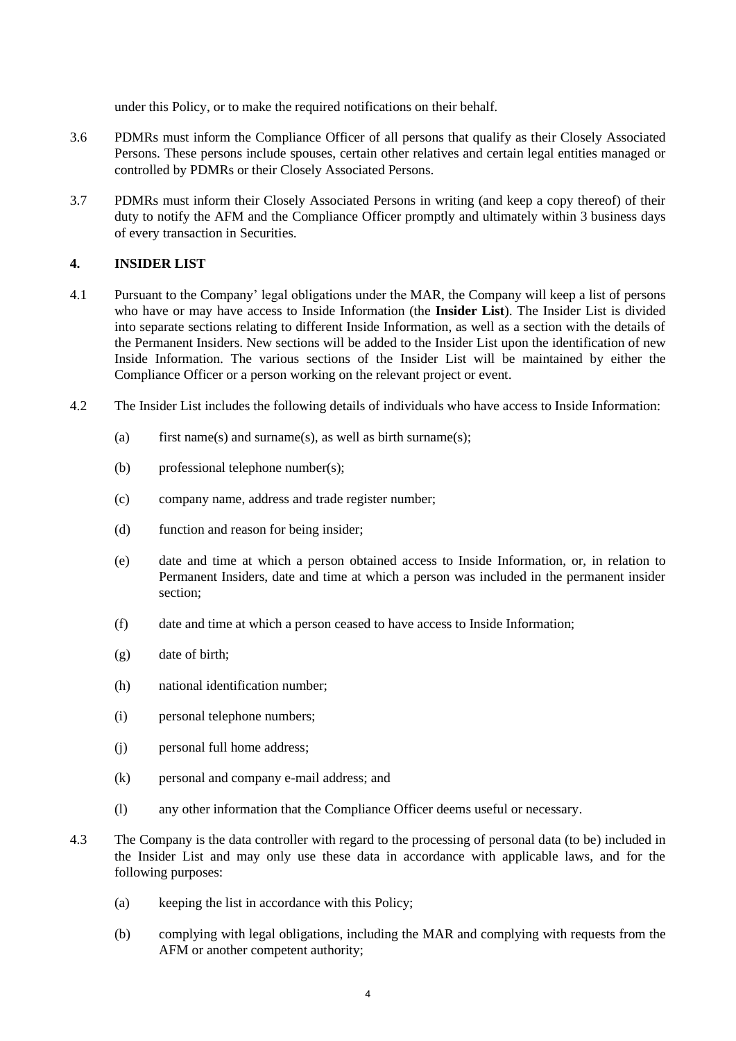under this Policy, or to make the required notifications on their behalf.

3.6 PDMRs must inform the Compliance Officer of all persons that qualify as their Closely Associated Persons. These persons include spouses, certain other relatives and certain legal entities managed or controlled by PDMRs or their Closely Associated Persons.

3.7 PDMRs must inform their Closely Associated Persons in writing (and keep a copy thereof) of their duty to notify the AFM and the Compliance Officer promptly and ultimately within 3 business days of every transaction in Securities.

## 4. INSIDER LIST

4.1 Pursuant to the Company' legal obligations under the MAR, the Company will keep a list of persons who have or may have access to Inside Information (the **Insider List**). The Insider List is divided into separate sections relating to different Inside Information, as well as a section with the details of the Permanent Insiders. New sections will be added to the Insider List upon the identification of new Inside Information. The various sections of the Insider List will be maintained by either the Compliance Officer or a person working on the relevant project or event.

4.2 The Insider List includes the following details of individuals who have access to Inside Information:

(a) first name(s) and surname(s), as well as birth surname(s);

(b) professional telephone number(s);

(c) company name, address and trade register number;

(d) function and reason for being insider;

(e) date and time at which a person obtained access to Inside Information, or, in relation to Permanent Insiders, date and time at which a person was included in the permanent insider section;

(f) date and time at which a person ceased to have access to Inside Information;

(g) date of birth;

(h) national identification number;

(i) personal telephone numbers;

(j) personal full home address;

(k) personal and company e-mail address; and

(l) any other information that the Compliance Officer deems useful or necessary.

4.3 The Company is the data controller with regard to the processing of personal data (to be) included in the Insider List and may only use these data in accordance with applicable laws, and for the following purposes:

(a) keeping the list in accordance with this Policy;

(b) complying with legal obligations, including the MAR and complying with requests from the AFM or another competent authority;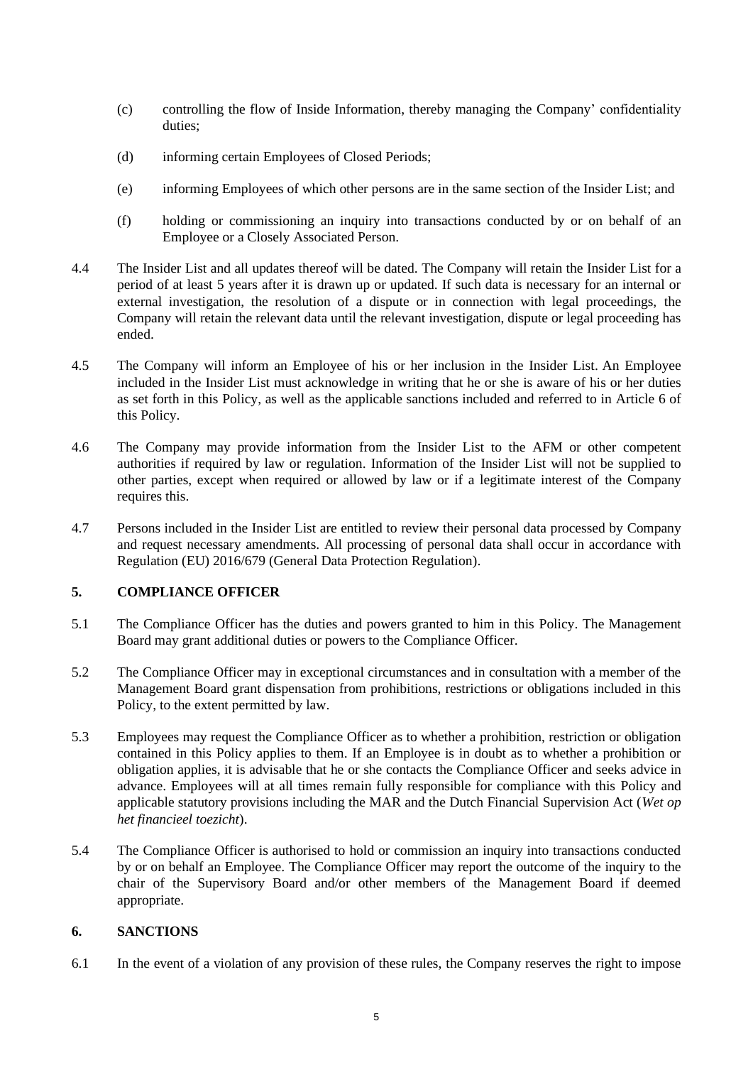(c) controlling the flow of Inside Information, thereby managing the Company' confidentiality duties;

(d) informing certain Employees of Closed Periods;

(e) informing Employees of which other persons are in the same section of the Insider List; and

(f) holding or commissioning an inquiry into transactions conducted by or on behalf of an Employee or a Closely Associated Person.

4.4 The Insider List and all updates thereof will be dated. The Company will retain the Insider List for a period of at least 5 years after it is drawn up or updated. If such data is necessary for an internal or external investigation, the resolution of a dispute or in connection with legal proceedings, the Company will retain the relevant data until the relevant investigation, dispute or legal proceeding has ended.

4.5 The Company will inform an Employee of his or her inclusion in the Insider List. An Employee included in the Insider List must acknowledge in writing that he or she is aware of his or her duties as set forth in this Policy, as well as the applicable sanctions included and referred to in Article 6 of this Policy.

4.6 The Company may provide information from the Insider List to the AFM or other competent authorities if required by law or regulation. Information of the Insider List will not be supplied to other parties, except when required or allowed by law or if a legitimate interest of the Company requires this.

4.7 Persons included in the Insider List are entitled to review their personal data processed by Company and request necessary amendments. All processing of personal data shall occur in accordance with Regulation (EU) 2016/679 (General Data Protection Regulation).

## 5. COMPLIANCE OFFICER

5.1 The Compliance Officer has the duties and powers granted to him in this Policy. The Management Board may grant additional duties or powers to the Compliance Officer.

5.2 The Compliance Officer may in exceptional circumstances and in consultation with a member of the Management Board grant dispensation from prohibitions, restrictions or obligations included in this Policy, to the extent permitted by law.

5.3 Employees may request the Compliance Officer as to whether a prohibition, restriction or obligation contained in this Policy applies to them. If an Employee is in doubt as to whether a prohibition or obligation applies, it is advisable that he or she contacts the Compliance Officer and seeks advice in advance. Employees will at all times remain fully responsible for compliance with this Policy and applicable statutory provisions including the MAR and the Dutch Financial Supervision Act (*Wet op het financieel toezicht*).

5.4 The Compliance Officer is authorised to hold or commission an inquiry into transactions conducted by or on behalf an Employee. The Compliance Officer may report the outcome of the inquiry to the chair of the Supervisory Board and/or other members of the Management Board if deemed appropriate.

## 6. SANCTIONS

6.1 In the event of a violation of any provision of these rules, the Company reserves the right to impose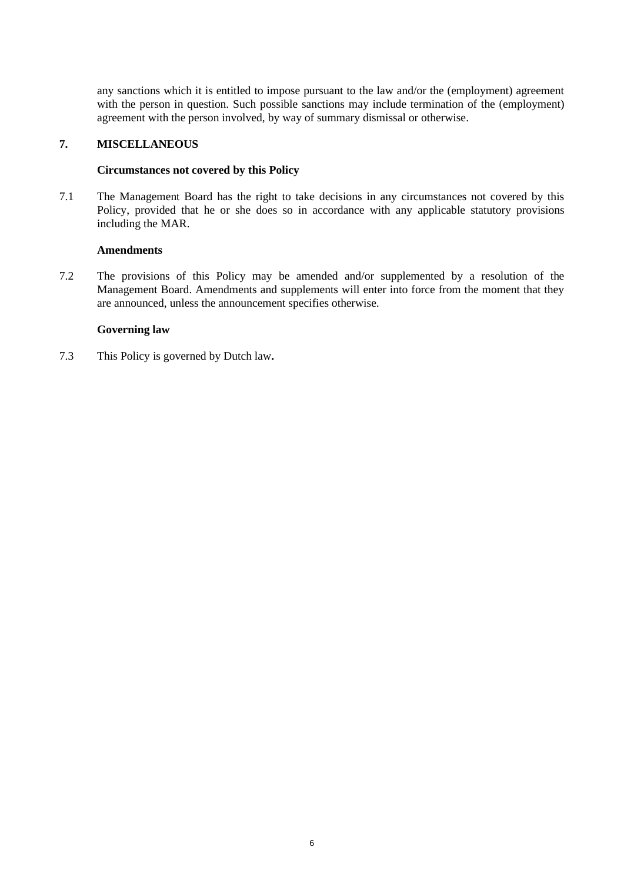any sanctions which it is entitled to impose pursuant to the law and/or the (employment) agreement with the person in question. Such possible sanctions may include termination of the (employment) agreement with the person involved, by way of summary dismissal or otherwise.

## 7. MISCELLANEOUS

**Circumstances not covered by this Policy**

7.1 The Management Board has the right to take decisions in any circumstances not covered by this Policy, provided that he or she does so in accordance with any applicable statutory provisions including the MAR.

**Amendments**

7.2 The provisions of this Policy may be amended and/or supplemented by a resolution of the Management Board. Amendments and supplements will enter into force from the moment that they are announced, unless the announcement specifies otherwise.

**Governing law**

7.3 This Policy is governed by Dutch law.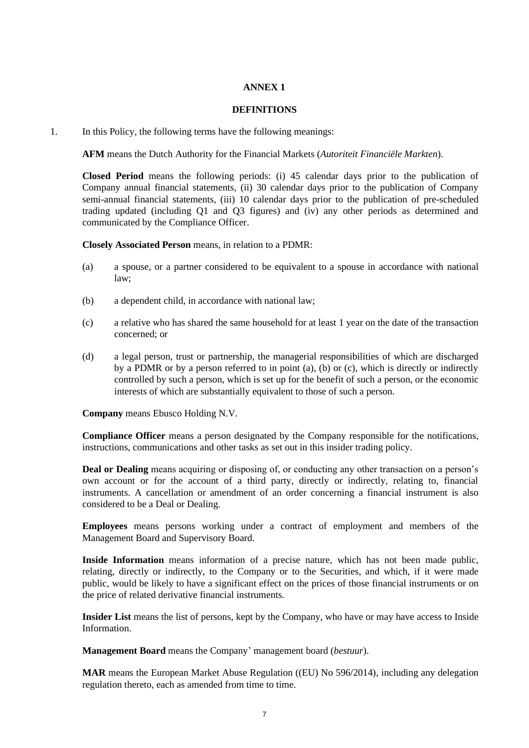# ANNEX 1

## DEFINITIONS

1. In this Policy, the following terms have the following meanings:

**AFM** means the Dutch Authority for the Financial Markets (*Autoriteit Financiële Markten*).

**Closed Period** means the following periods: (i) 45 calendar days prior to the publication of Company annual financial statements, (ii) 30 calendar days prior to the publication of Company semi-annual financial statements, (iii) 10 calendar days prior to the publication of pre-scheduled trading updated (including Q1 and Q3 figures) and (iv) any other periods as determined and communicated by the Compliance Officer.

**Closely Associated Person** means, in relation to a PDMR:

(a) a spouse, or a partner considered to be equivalent to a spouse in accordance with national law;

(b) a dependent child, in accordance with national law;

(c) a relative who has shared the same household for at least 1 year on the date of the transaction concerned; or

(d) a legal person, trust or partnership, the managerial responsibilities of which are discharged by a PDMR or by a person referred to in point (a), (b) or (c), which is directly or indirectly controlled by such a person, which is set up for the benefit of such a person, or the economic interests of which are substantially equivalent to those of such a person.

**Company** means Ebusco Holding N.V.

**Compliance Officer** means a person designated by the Company responsible for the notifications, instructions, communications and other tasks as set out in this insider trading policy.

**Deal or Dealing** means acquiring or disposing of, or conducting any other transaction on a person's own account or for the account of a third party, directly or indirectly, relating to, financial instruments. A cancellation or amendment of an order concerning a financial instrument is also considered to be a Deal or Dealing.

**Employees** means persons working under a contract of employment and members of the Management Board and Supervisory Board.

**Inside Information** means information of a precise nature, which has not been made public, relating, directly or indirectly, to the Company or to the Securities, and which, if it were made public, would be likely to have a significant effect on the prices of those financial instruments or on the price of related derivative financial instruments.

**Insider List** means the list of persons, kept by the Company, who have or may have access to Inside Information.

**Management Board** means the Company' management board (*bestuur*).

**MAR** means the European Market Abuse Regulation ((EU) No 596/2014), including any delegation regulation thereto, each as amended from time to time.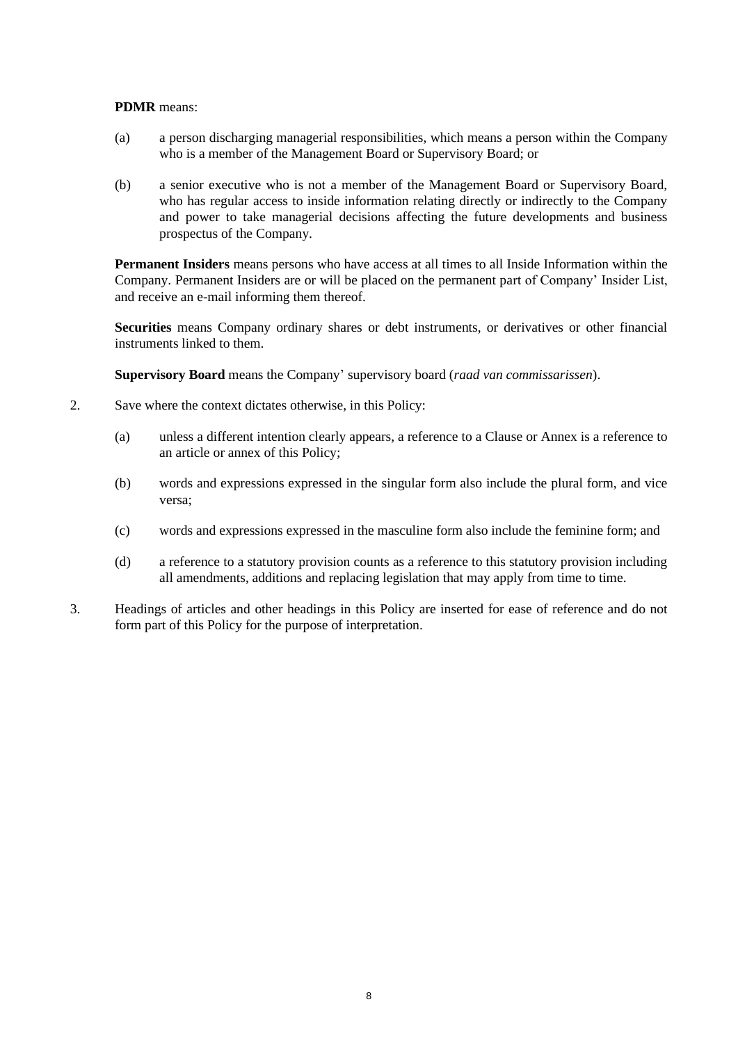**PDMR** means:

(a) a person discharging managerial responsibilities, which means a person within the Company who is a member of the Management Board or Supervisory Board; or

(b) a senior executive who is not a member of the Management Board or Supervisory Board, who has regular access to inside information relating directly or indirectly to the Company and power to take managerial decisions affecting the future developments and business prospectus of the Company.

**Permanent Insiders** means persons who have access at all times to all Inside Information within the Company. Permanent Insiders are or will be placed on the permanent part of Company' Insider List, and receive an e-mail informing them thereof.

**Securities** means Company ordinary shares or debt instruments, or derivatives or other financial instruments linked to them.

**Supervisory Board** means the Company' supervisory board (*raad van commissarissen*).

2. Save where the context dictates otherwise, in this Policy:

   (a) unless a different intention clearly appears, a reference to a Clause or Annex is a reference to an article or annex of this Policy;

   (b) words and expressions expressed in the singular form also include the plural form, and vice versa;

   (c) words and expressions expressed in the masculine form also include the feminine form; and

   (d) a reference to a statutory provision counts as a reference to this statutory provision including all amendments, additions and replacing legislation that may apply from time to time.

3. Headings of articles and other headings in this Policy are inserted for ease of reference and do not form part of this Policy for the purpose of interpretation.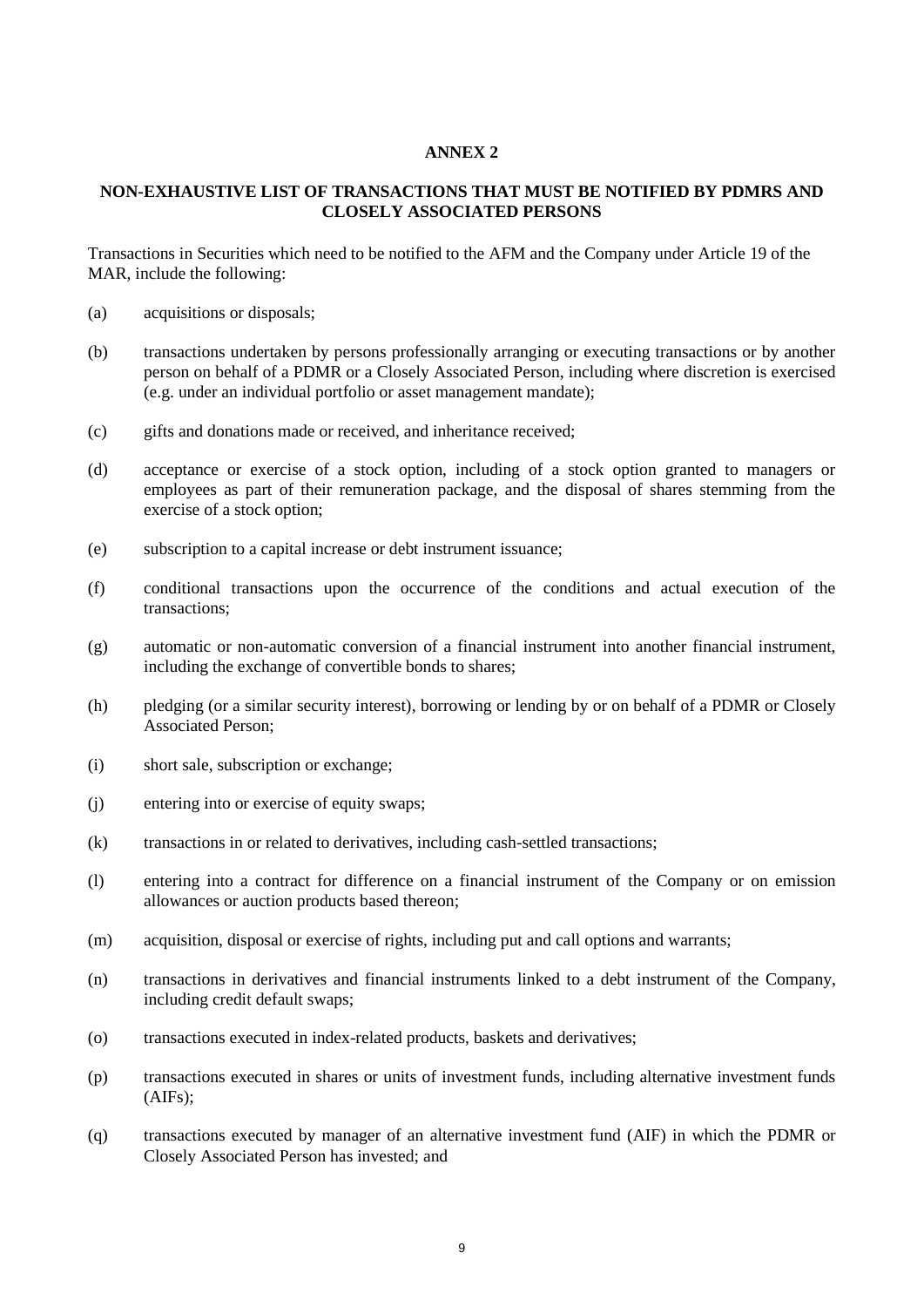# ANNEX 2

## NON-EXHAUSTIVE LIST OF TRANSACTIONS THAT MUST BE NOTIFIED BY PDMRS AND CLOSELY ASSOCIATED PERSONS

Transactions in Securities which need to be notified to the AFM and the Company under Article 19 of the MAR, include the following:

(a) acquisitions or disposals;

(b) transactions undertaken by persons professionally arranging or executing transactions or by another person on behalf of a PDMR or a Closely Associated Person, including where discretion is exercised (e.g. under an individual portfolio or asset management mandate);

(c) gifts and donations made or received, and inheritance received;

(d) acceptance or exercise of a stock option, including of a stock option granted to managers or employees as part of their remuneration package, and the disposal of shares stemming from the exercise of a stock option;

(e) subscription to a capital increase or debt instrument issuance;

(f) conditional transactions upon the occurrence of the conditions and actual execution of the transactions;

(g) automatic or non-automatic conversion of a financial instrument into another financial instrument, including the exchange of convertible bonds to shares;

(h) pledging (or a similar security interest), borrowing or lending by or on behalf of a PDMR or Closely Associated Person;

(i) short sale, subscription or exchange;

(j) entering into or exercise of equity swaps;

(k) transactions in or related to derivatives, including cash-settled transactions;

(l) entering into a contract for difference on a financial instrument of the Company or on emission allowances or auction products based thereon;

(m) acquisition, disposal or exercise of rights, including put and call options and warrants;

(n) transactions in derivatives and financial instruments linked to a debt instrument of the Company, including credit default swaps;

(o) transactions executed in index-related products, baskets and derivatives;

(p) transactions executed in shares or units of investment funds, including alternative investment funds (AIFs);

(q) transactions executed by manager of an alternative investment fund (AIF) in which the PDMR or Closely Associated Person has invested; and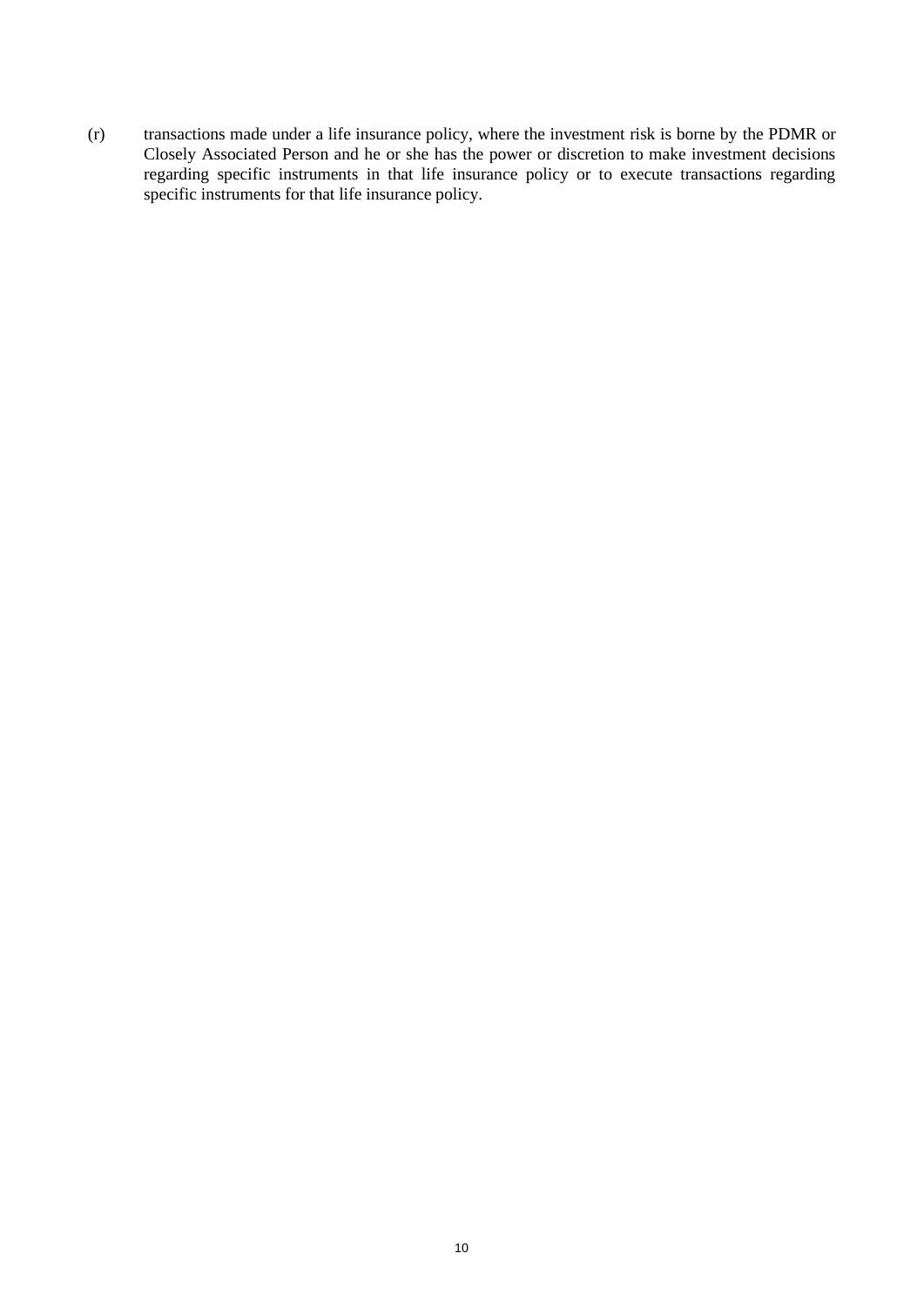(r) transactions made under a life insurance policy, where the investment risk is borne by the PDMR or Closely Associated Person and he or she has the power or discretion to make investment decisions regarding specific instruments in that life insurance policy or to execute transactions regarding specific instruments for that life insurance policy.